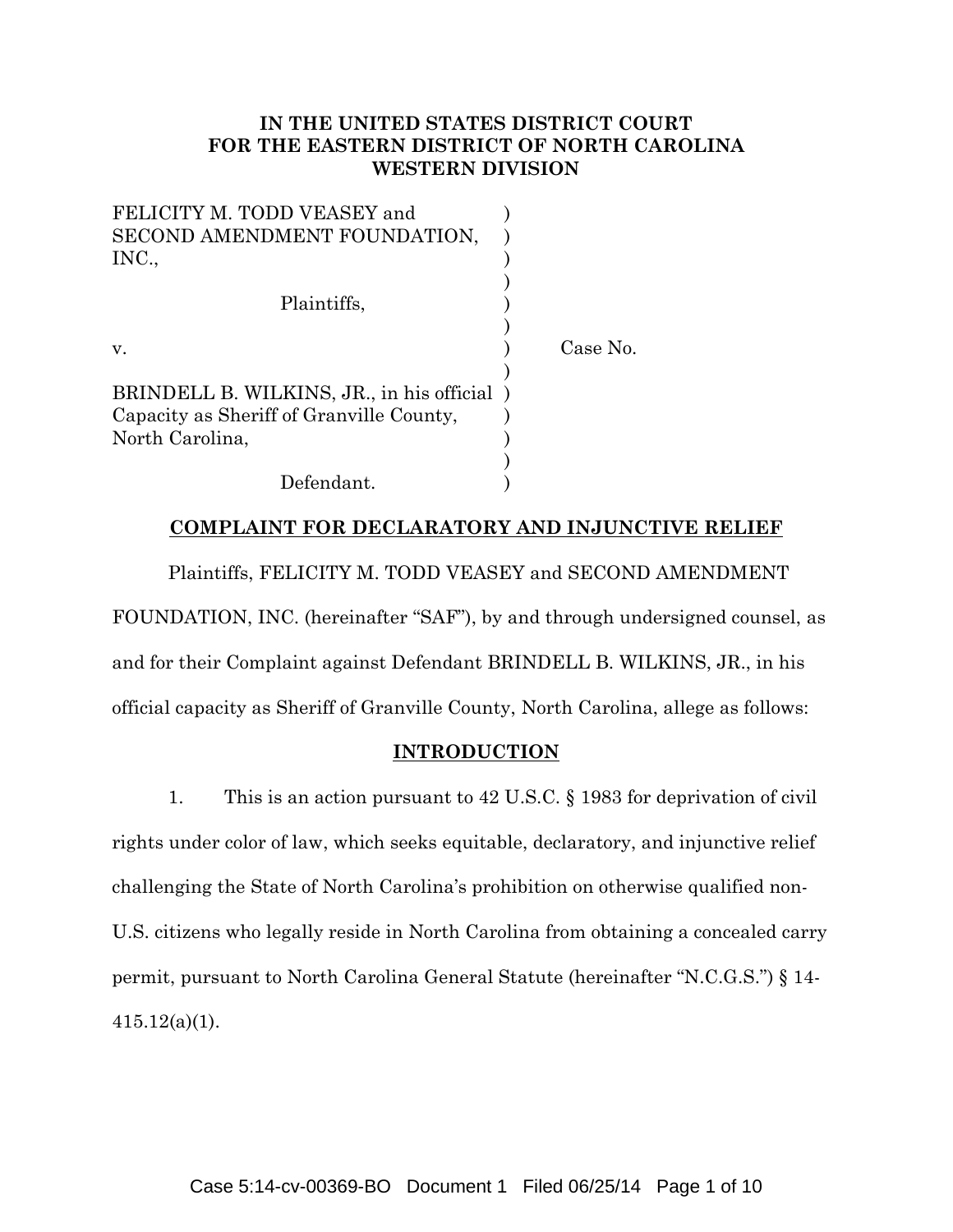**IN THE UNITED STATES DISTRICT COURT**
**FOR THE EASTERN DISTRICT OF NORTH CAROLINA**
**WESTERN DIVISION**

| | | |
|---|---|---|
| FELICITY M. TODD VEASEY and SECOND AMENDMENT FOUNDATION, INC., | ) | |
| Plaintiffs, | ) | |
| v. | ) | Case No. |
| BRINDELL B. WILKINS, JR., in his official Capacity as Sheriff of Granville County, North Carolina, | ) | |
| Defendant. | ) | |

## COMPLAINT FOR DECLARATORY AND INJUNCTIVE RELIEF

Plaintiffs, FELICITY M. TODD VEASEY and SECOND AMENDMENT FOUNDATION, INC. (hereinafter "SAF"), by and through undersigned counsel, as and for their Complaint against Defendant BRINDELL B. WILKINS, JR., in his official capacity as Sheriff of Granville County, North Carolina, allege as follows:

## INTRODUCTION

1. This is an action pursuant to 42 U.S.C. § 1983 for deprivation of civil rights under color of law, which seeks equitable, declaratory, and injunctive relief challenging the State of North Carolina's prohibition on otherwise qualified non-U.S. citizens who legally reside in North Carolina from obtaining a concealed carry permit, pursuant to North Carolina General Statute (hereinafter "N.C.G.S.") § 14-415.12(a)(1).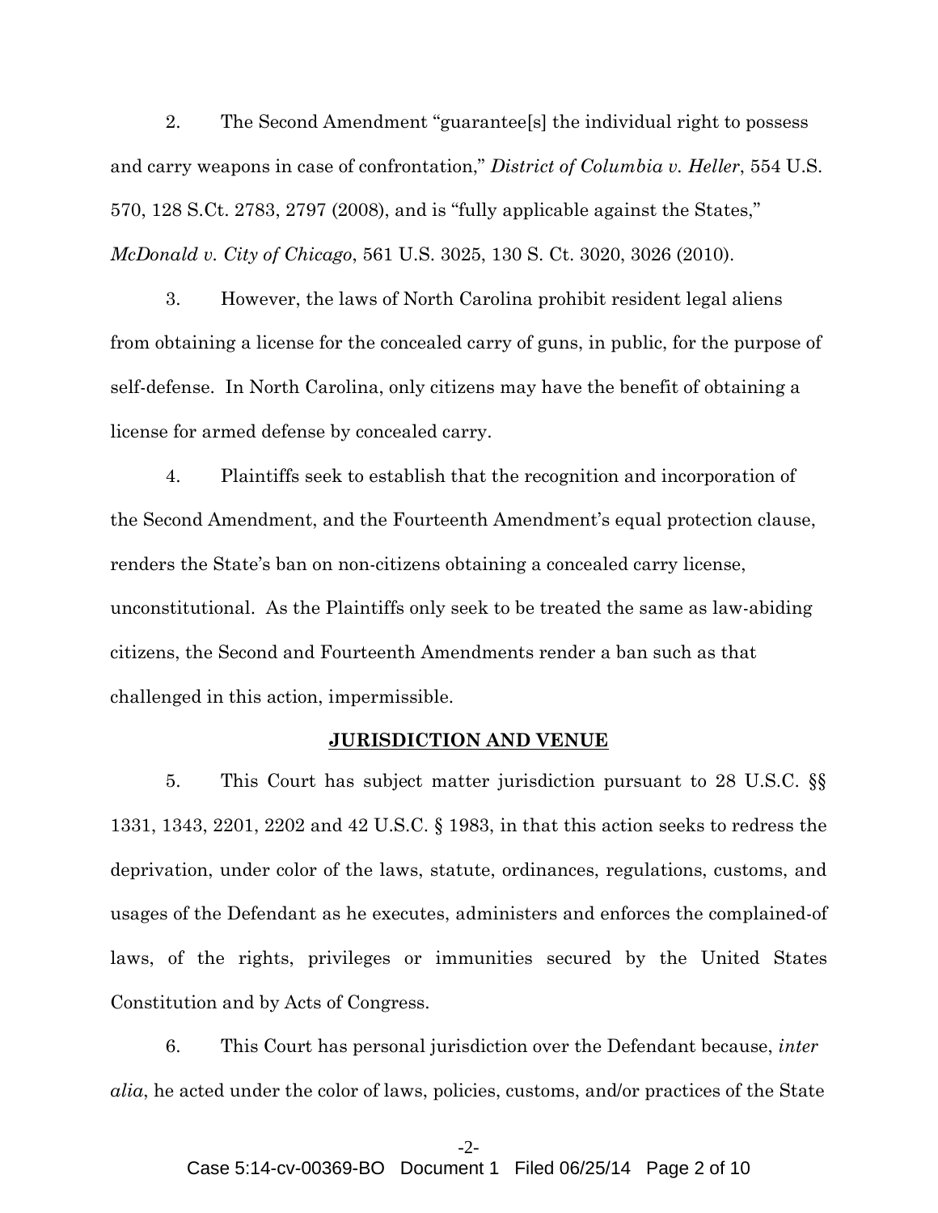2. The Second Amendment "guarantee[s] the individual right to possess and carry weapons in case of confrontation," *District of Columbia v. Heller*, 554 U.S. 570, 128 S.Ct. 2783, 2797 (2008), and is "fully applicable against the States," *McDonald v. City of Chicago*, 561 U.S. 3025, 130 S. Ct. 3020, 3026 (2010).

3. However, the laws of North Carolina prohibit resident legal aliens from obtaining a license for the concealed carry of guns, in public, for the purpose of self-defense. In North Carolina, only citizens may have the benefit of obtaining a license for armed defense by concealed carry.

4. Plaintiffs seek to establish that the recognition and incorporation of the Second Amendment, and the Fourteenth Amendment's equal protection clause, renders the State's ban on non-citizens obtaining a concealed carry license, unconstitutional. As the Plaintiffs only seek to be treated the same as law-abiding citizens, the Second and Fourteenth Amendments render a ban such as that challenged in this action, impermissible.

**JURISDICTION AND VENUE**

5. This Court has subject matter jurisdiction pursuant to 28 U.S.C. §§ 1331, 1343, 2201, 2202 and 42 U.S.C. § 1983, in that this action seeks to redress the deprivation, under color of the laws, statute, ordinances, regulations, customs, and usages of the Defendant as he executes, administers and enforces the complained-of laws, of the rights, privileges or immunities secured by the United States Constitution and by Acts of Congress.

6. This Court has personal jurisdiction over the Defendant because, *inter alia*, he acted under the color of laws, policies, customs, and/or practices of the State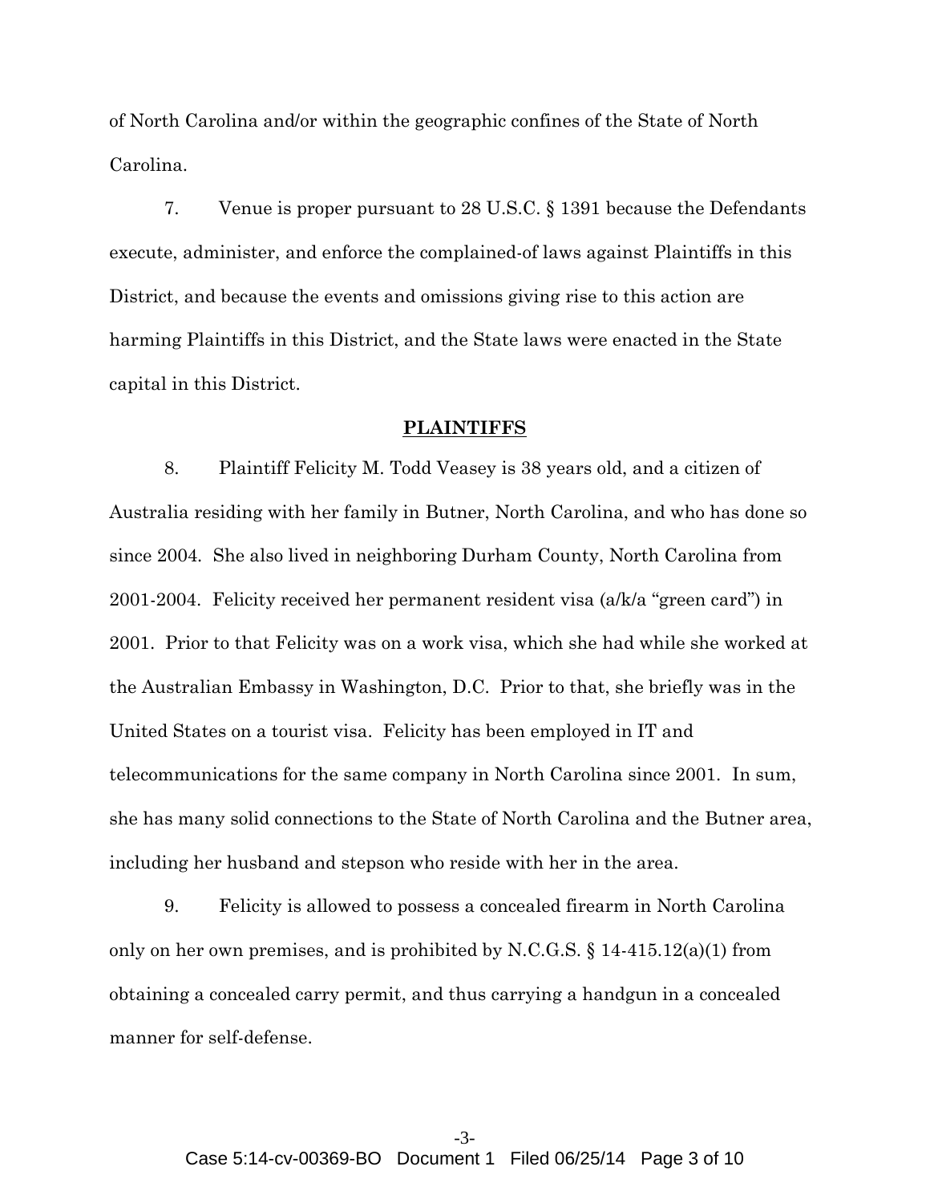of North Carolina and/or within the geographic confines of the State of North Carolina.

7. Venue is proper pursuant to 28 U.S.C. § 1391 because the Defendants execute, administer, and enforce the complained-of laws against Plaintiffs in this District, and because the events and omissions giving rise to this action are harming Plaintiffs in this District, and the State laws were enacted in the State capital in this District.

## **PLAINTIFFS**

8. Plaintiff Felicity M. Todd Veasey is 38 years old, and a citizen of Australia residing with her family in Butner, North Carolina, and who has done so since 2004. She also lived in neighboring Durham County, North Carolina from 2001-2004. Felicity received her permanent resident visa (a/k/a "green card") in 2001. Prior to that Felicity was on a work visa, which she had while she worked at the Australian Embassy in Washington, D.C. Prior to that, she briefly was in the United States on a tourist visa. Felicity has been employed in IT and telecommunications for the same company in North Carolina since 2001. In sum, she has many solid connections to the State of North Carolina and the Butner area, including her husband and stepson who reside with her in the area.

9. Felicity is allowed to possess a concealed firearm in North Carolina only on her own premises, and is prohibited by N.C.G.S. § 14-415.12(a)(1) from obtaining a concealed carry permit, and thus carrying a handgun in a concealed manner for self-defense.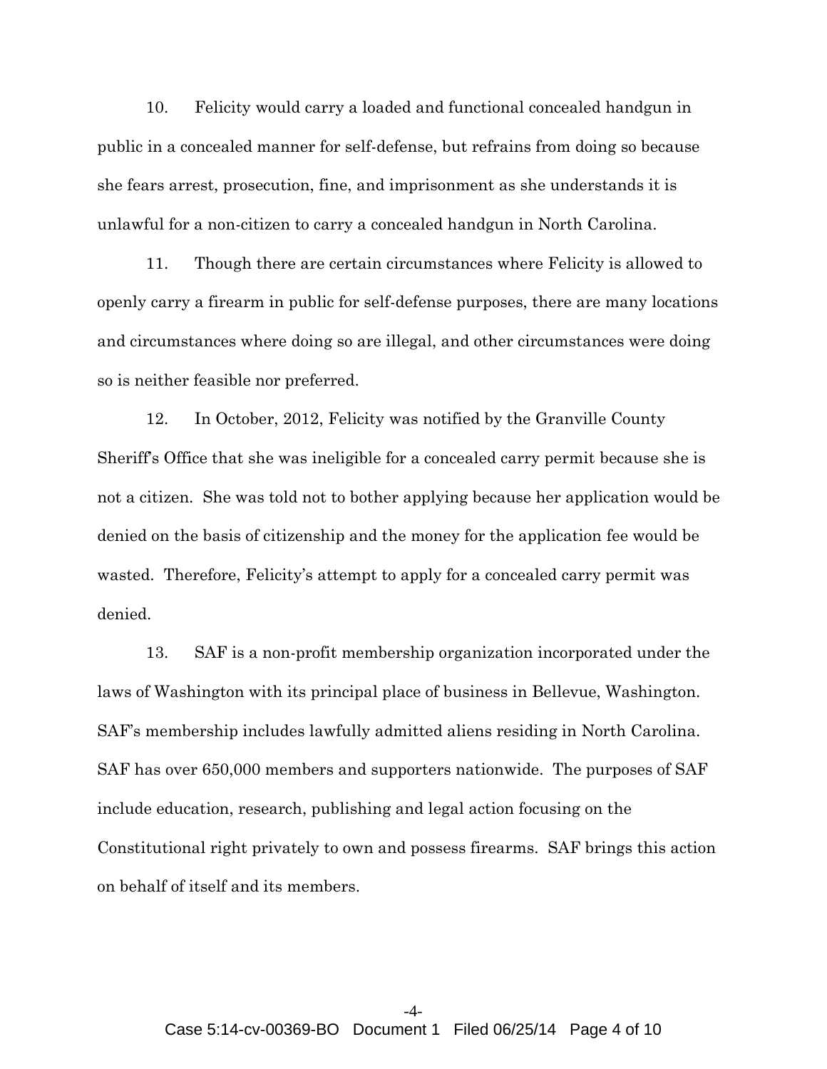10. Felicity would carry a loaded and functional concealed handgun in public in a concealed manner for self-defense, but refrains from doing so because she fears arrest, prosecution, fine, and imprisonment as she understands it is unlawful for a non-citizen to carry a concealed handgun in North Carolina.

11. Though there are certain circumstances where Felicity is allowed to openly carry a firearm in public for self-defense purposes, there are many locations and circumstances where doing so are illegal, and other circumstances were doing so is neither feasible nor preferred.

12. In October, 2012, Felicity was notified by the Granville County Sheriff's Office that she was ineligible for a concealed carry permit because she is not a citizen. She was told not to bother applying because her application would be denied on the basis of citizenship and the money for the application fee would be wasted. Therefore, Felicity's attempt to apply for a concealed carry permit was denied.

13. SAF is a non-profit membership organization incorporated under the laws of Washington with its principal place of business in Bellevue, Washington. SAF's membership includes lawfully admitted aliens residing in North Carolina. SAF has over 650,000 members and supporters nationwide. The purposes of SAF include education, research, publishing and legal action focusing on the Constitutional right privately to own and possess firearms. SAF brings this action on behalf of itself and its members.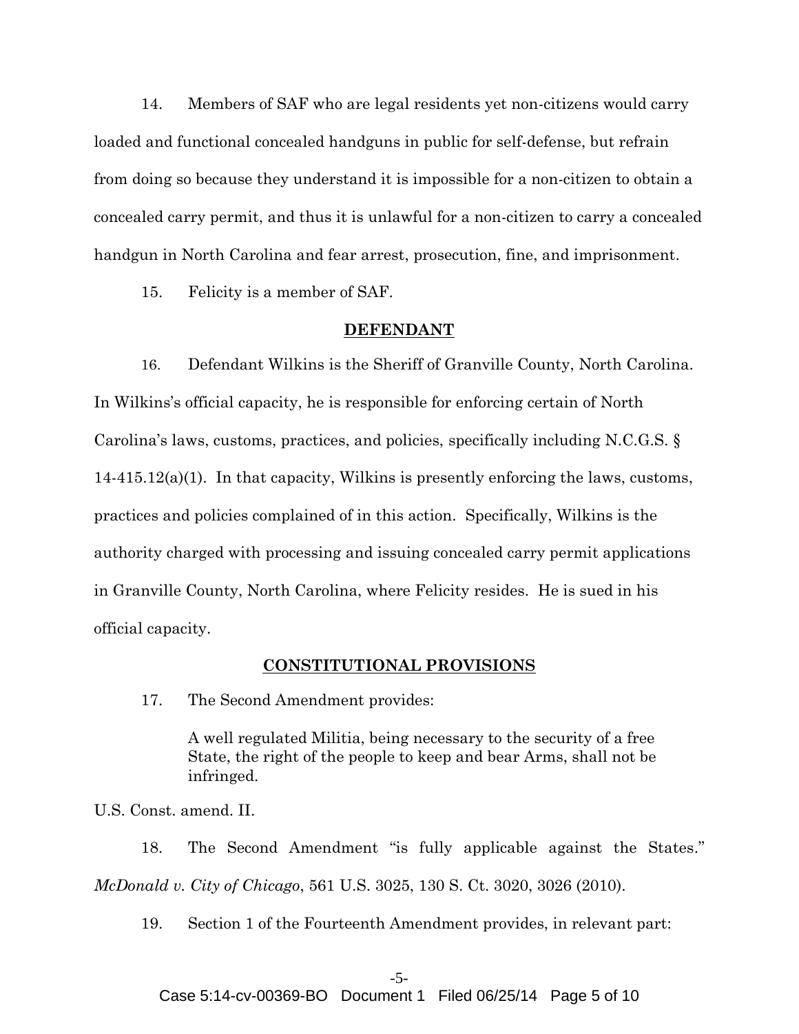14. Members of SAF who are legal residents yet non-citizens would carry loaded and functional concealed handguns in public for self-defense, but refrain from doing so because they understand it is impossible for a non-citizen to obtain a concealed carry permit, and thus it is unlawful for a non-citizen to carry a concealed handgun in North Carolina and fear arrest, prosecution, fine, and imprisonment.

15. Felicity is a member of SAF.

## DEFENDANT

16. Defendant Wilkins is the Sheriff of Granville County, North Carolina. In Wilkins's official capacity, he is responsible for enforcing certain of North Carolina's laws, customs, practices, and policies, specifically including N.C.G.S. § 14-415.12(a)(1). In that capacity, Wilkins is presently enforcing the laws, customs, practices and policies complained of in this action. Specifically, Wilkins is the authority charged with processing and issuing concealed carry permit applications in Granville County, North Carolina, where Felicity resides. He is sued in his official capacity.

## CONSTITUTIONAL PROVISIONS

17. The Second Amendment provides:

> A well regulated Militia, being necessary to the security of a free State, the right of the people to keep and bear Arms, shall not be infringed.

U.S. Const. amend. II.

18. The Second Amendment "is fully applicable against the States." *McDonald v. City of Chicago*, 561 U.S. 3025, 130 S. Ct. 3020, 3026 (2010).

19. Section 1 of the Fourteenth Amendment provides, in relevant part: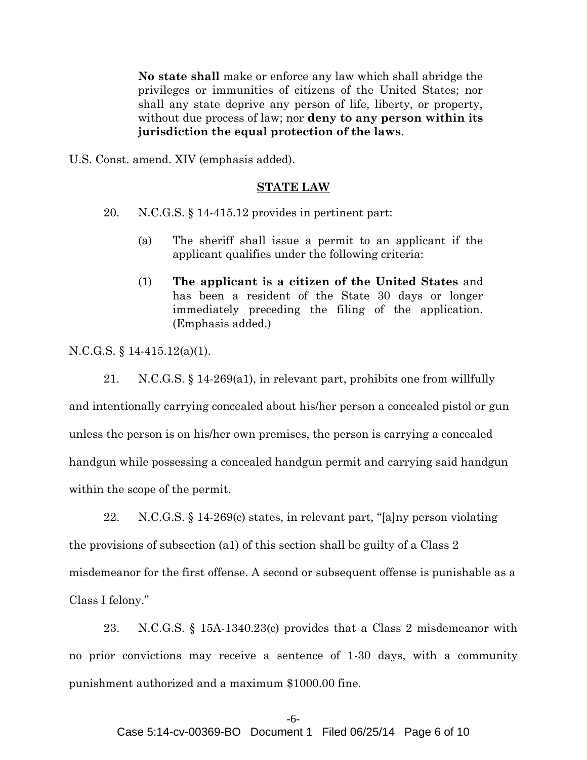> **No state shall** make or enforce any law which shall abridge the privileges or immunities of citizens of the United States; nor shall any state deprive any person of life, liberty, or property, without due process of law; nor **deny to any person within its jurisdiction the equal protection of the laws**.

U.S. Const. amend. XIV (emphasis added).

## STATE LAW

20. N.C.G.S. § 14-415.12 provides in pertinent part:

> (a) The sheriff shall issue a permit to an applicant if the applicant qualifies under the following criteria:
>
> (1) **The applicant is a citizen of the United States** and has been a resident of the State 30 days or longer immediately preceding the filing of the application. (Emphasis added.)

N.C.G.S. § 14-415.12(a)(1).

21. N.C.G.S. § 14-269(a1), in relevant part, prohibits one from willfully and intentionally carrying concealed about his/her person a concealed pistol or gun unless the person is on his/her own premises, the person is carrying a concealed handgun while possessing a concealed handgun permit and carrying said handgun within the scope of the permit.

22. N.C.G.S. § 14-269(c) states, in relevant part, "[a]ny person violating the provisions of subsection (a1) of this section shall be guilty of a Class 2 misdemeanor for the first offense. A second or subsequent offense is punishable as a Class I felony."

23. N.C.G.S. § 15A-1340.23(c) provides that a Class 2 misdemeanor with no prior convictions may receive a sentence of 1-30 days, with a community punishment authorized and a maximum $1000.00 fine.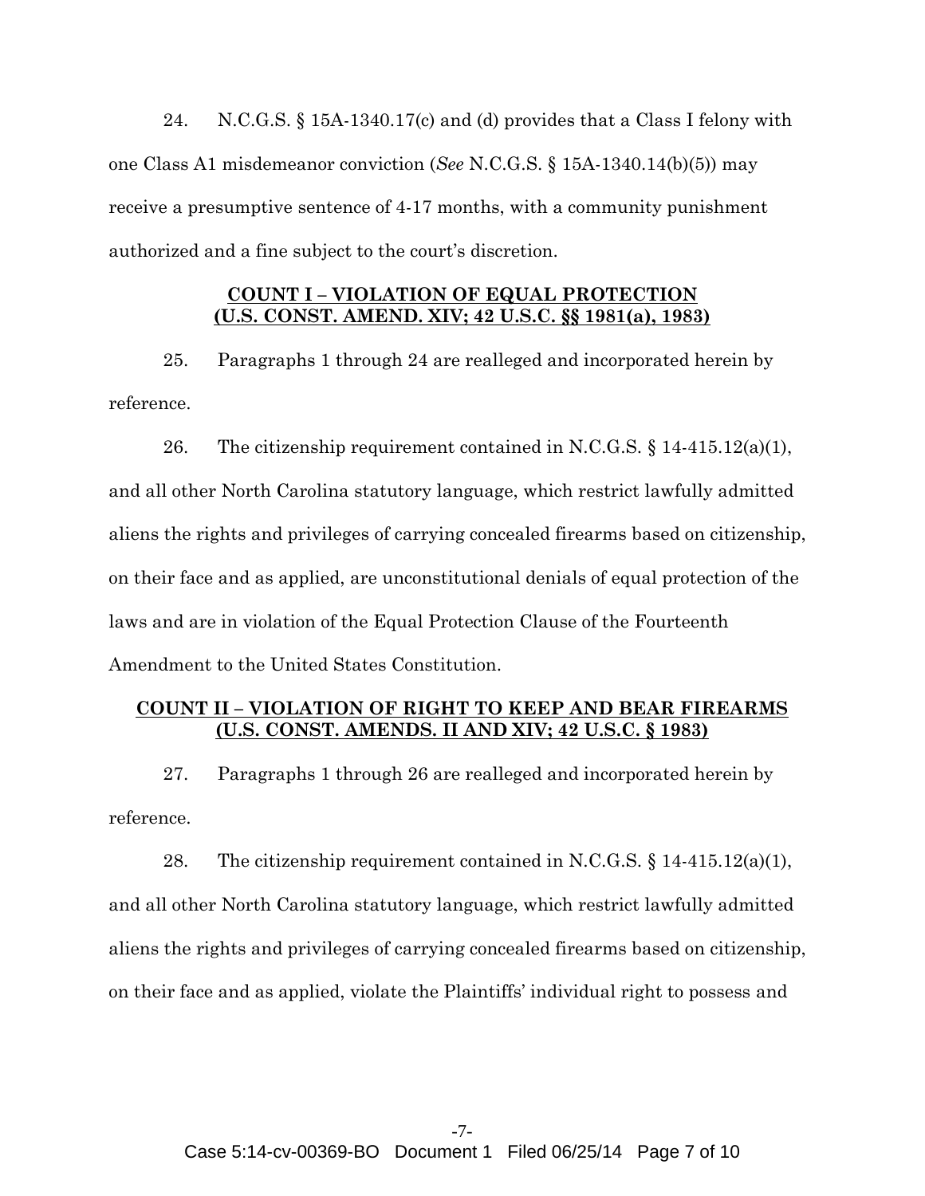24. N.C.G.S. § 15A-1340.17(c) and (d) provides that a Class I felony with one Class A1 misdemeanor conviction (*See* N.C.G.S. § 15A-1340.14(b)(5)) may receive a presumptive sentence of 4-17 months, with a community punishment authorized and a fine subject to the court's discretion.

## COUNT I – VIOLATION OF EQUAL PROTECTION (U.S. CONST. AMEND. XIV; 42 U.S.C. §§ 1981(a), 1983)

25. Paragraphs 1 through 24 are realleged and incorporated herein by reference.

26. The citizenship requirement contained in N.C.G.S. § 14-415.12(a)(1), and all other North Carolina statutory language, which restrict lawfully admitted aliens the rights and privileges of carrying concealed firearms based on citizenship, on their face and as applied, are unconstitutional denials of equal protection of the laws and are in violation of the Equal Protection Clause of the Fourteenth Amendment to the United States Constitution.

## COUNT II – VIOLATION OF RIGHT TO KEEP AND BEAR FIREARMS (U.S. CONST. AMENDS. II AND XIV; 42 U.S.C. § 1983)

27. Paragraphs 1 through 26 are realleged and incorporated herein by reference.

28. The citizenship requirement contained in N.C.G.S. § 14-415.12(a)(1), and all other North Carolina statutory language, which restrict lawfully admitted aliens the rights and privileges of carrying concealed firearms based on citizenship, on their face and as applied, violate the Plaintiffs' individual right to possess and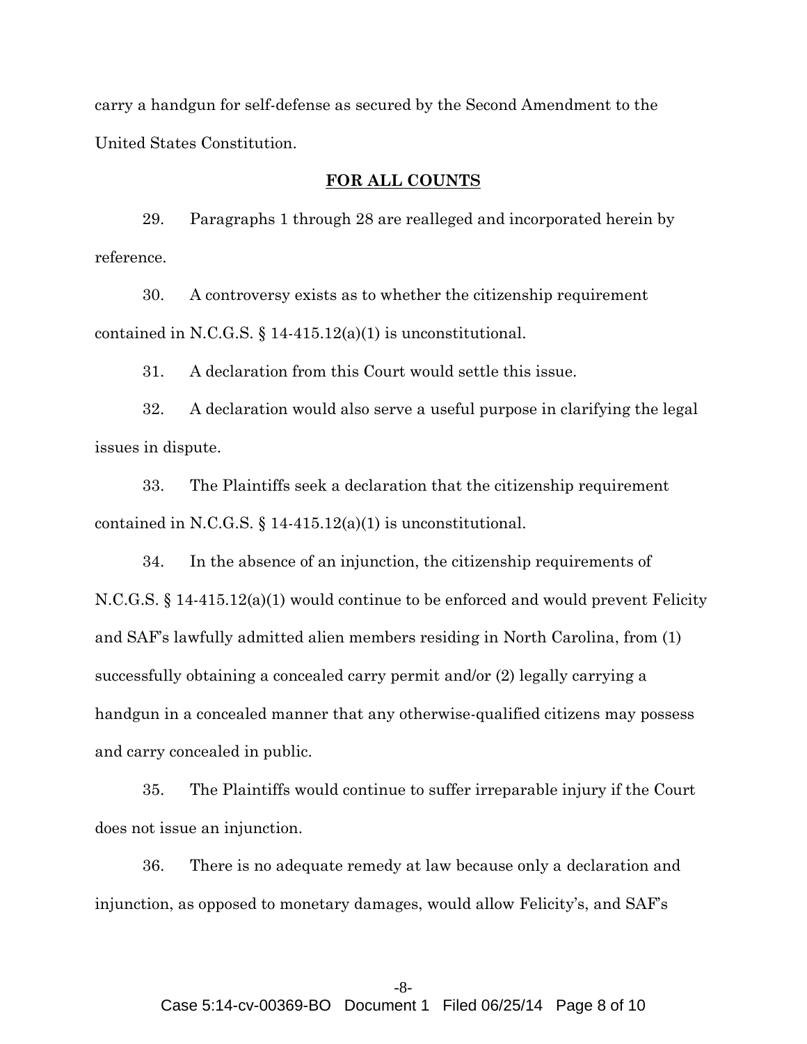carry a handgun for self-defense as secured by the Second Amendment to the United States Constitution.

## FOR ALL COUNTS

29. Paragraphs 1 through 28 are realleged and incorporated herein by reference.

30. A controversy exists as to whether the citizenship requirement contained in N.C.G.S. § 14-415.12(a)(1) is unconstitutional.

31. A declaration from this Court would settle this issue.

32. A declaration would also serve a useful purpose in clarifying the legal issues in dispute.

33. The Plaintiffs seek a declaration that the citizenship requirement contained in N.C.G.S. § 14-415.12(a)(1) is unconstitutional.

34. In the absence of an injunction, the citizenship requirements of N.C.G.S. § 14-415.12(a)(1) would continue to be enforced and would prevent Felicity and SAF's lawfully admitted alien members residing in North Carolina, from (1) successfully obtaining a concealed carry permit and/or (2) legally carrying a handgun in a concealed manner that any otherwise-qualified citizens may possess and carry concealed in public.

35. The Plaintiffs would continue to suffer irreparable injury if the Court does not issue an injunction.

36. There is no adequate remedy at law because only a declaration and injunction, as opposed to monetary damages, would allow Felicity's, and SAF's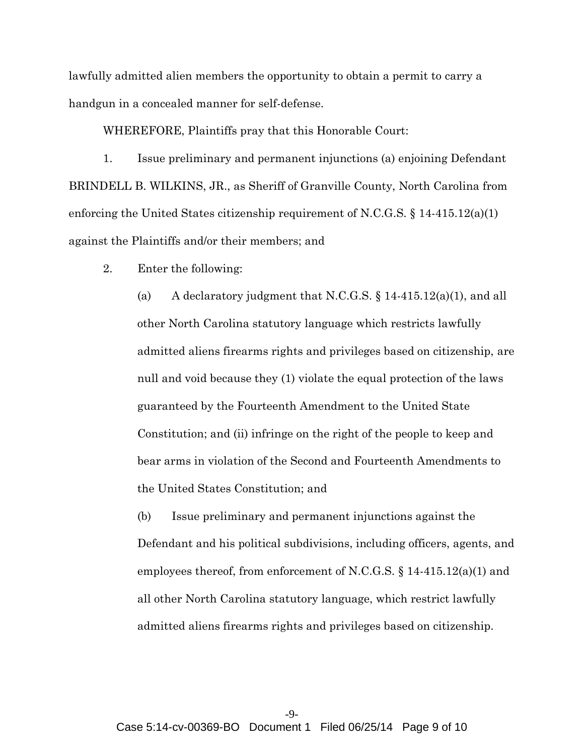lawfully admitted alien members the opportunity to obtain a permit to carry a handgun in a concealed manner for self-defense.

WHEREFORE, Plaintiffs pray that this Honorable Court:

1. Issue preliminary and permanent injunctions (a) enjoining Defendant BRINDELL B. WILKINS, JR., as Sheriff of Granville County, North Carolina from enforcing the United States citizenship requirement of N.C.G.S. § 14-415.12(a)(1) against the Plaintiffs and/or their members; and

2. Enter the following:

   (a) A declaratory judgment that N.C.G.S. § 14-415.12(a)(1), and all other North Carolina statutory language which restricts lawfully admitted aliens firearms rights and privileges based on citizenship, are null and void because they (1) violate the equal protection of the laws guaranteed by the Fourteenth Amendment to the United State Constitution; and (ii) infringe on the right of the people to keep and bear arms in violation of the Second and Fourteenth Amendments to the United States Constitution; and

   (b) Issue preliminary and permanent injunctions against the Defendant and his political subdivisions, including officers, agents, and employees thereof, from enforcement of N.C.G.S. § 14-415.12(a)(1) and all other North Carolina statutory language, which restrict lawfully admitted aliens firearms rights and privileges based on citizenship.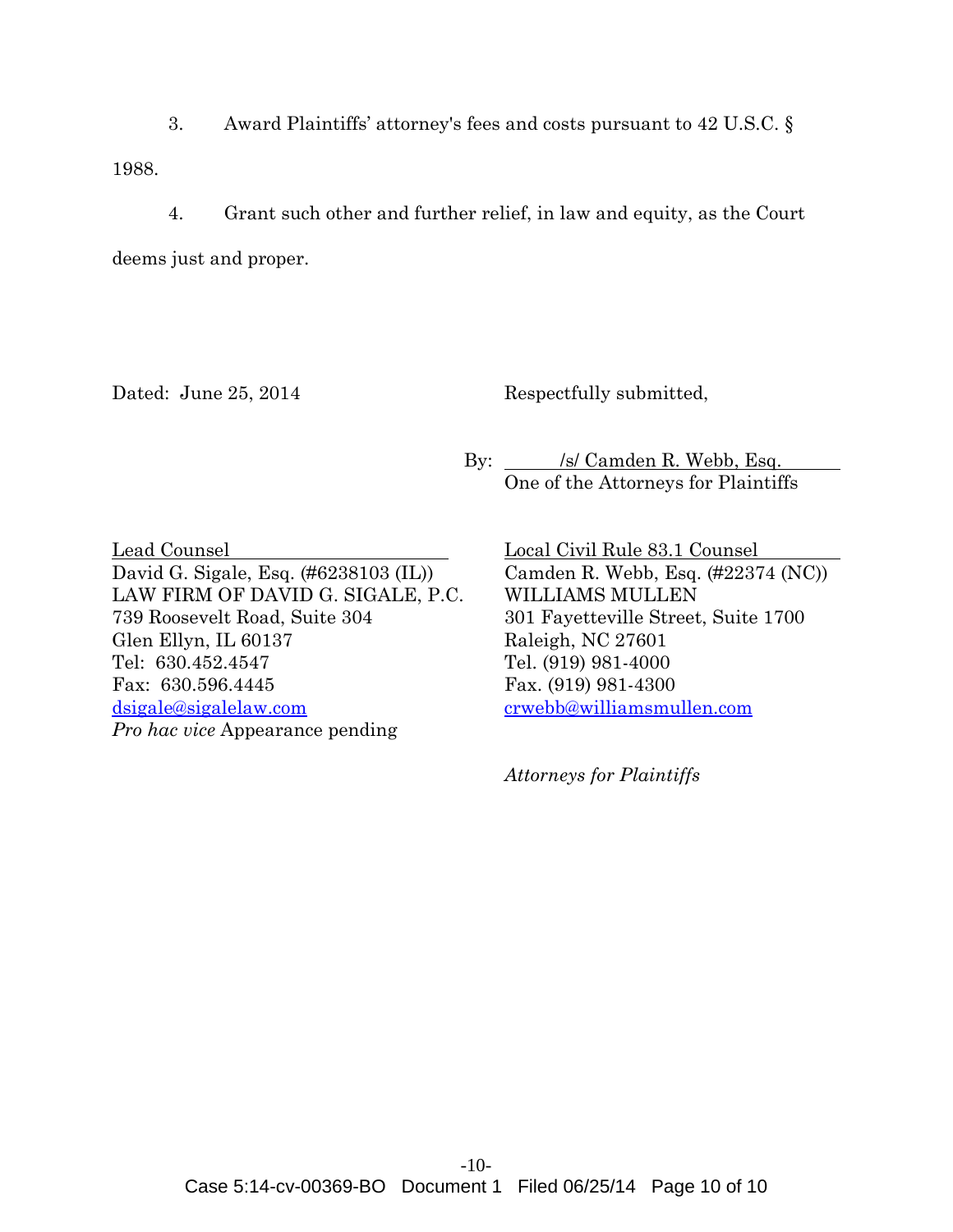3. Award Plaintiffs' attorney's fees and costs pursuant to 42 U.S.C. § 1988.

4. Grant such other and further relief, in law and equity, as the Court deems just and proper.

Dated: June 25, 2014

Respectfully submitted,

By: /s/ Camden R. Webb, Esq.
One of the Attorneys for Plaintiffs

Lead Counsel
David G. Sigale, Esq. (#6238103 (IL))
LAW FIRM OF DAVID G. SIGALE, P.C.
739 Roosevelt Road, Suite 304
Glen Ellyn, IL 60137
Tel: 630.452.4547
Fax: 630.596.4445
dsigale@sigalelaw.com
*Pro hac vice* Appearance pending

Local Civil Rule 83.1 Counsel
Camden R. Webb, Esq. (#22374 (NC))
WILLIAMS MULLEN
301 Fayetteville Street, Suite 1700
Raleigh, NC 27601
Tel. (919) 981-4000
Fax. (919) 981-4300
crwebb@williamsmullen.com

*Attorneys for Plaintiffs*